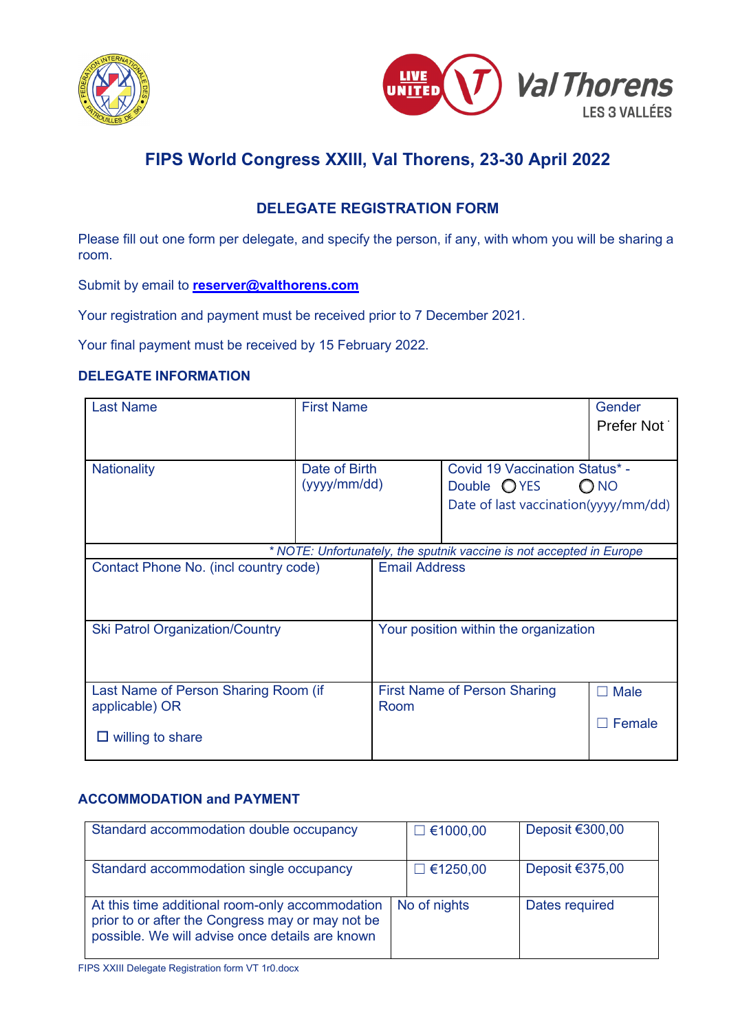# FIPS World Congress XXIII, Val Thorens, 23-30 April 2022

## DELEGATE REGISTRATION FORM

Please fill out one form per delegate, and specify the person, if any, with whom you will be sharing a room.

Submit by email to **reserver@valthorens.com**

Your registration and payment must be received prior to 7 December 2021.

Your final payment must be received by 15 February 2022.

### DELEGATE INFORMATION

| Last Name | First Name | | Gender<br>Prefer Not |
|---|---|---|---|
| Nationality | Date of Birth (yyyy/mm/dd) | Covid 19 Vaccination Status* - Double ◯ YES ◯ NO<br>Date of last vaccination(yyyy/mm/dd) | |
| *\* NOTE: Unfortunately, the sputnik vaccine is not accepted in Europe* | | | |
| Contact Phone No. (incl country code) | Email Address | | |
| Ski Patrol Organization/Country | Your position within the organization | | |
| Last Name of Person Sharing Room (if applicable) OR<br>☐ willing to share | First Name of Person Sharing Room | | ☐ Male<br>☐ Female |

### ACCOMMODATION and PAYMENT

| Standard accommodation double occupancy | ☐ €1000,00 | Deposit €300,00 |
|---|---|---|
| Standard accommodation single occupancy | ☐ €1250,00 | Deposit €375,00 |
| At this time additional room-only accommodation prior to or after the Congress may or may not be possible. We will advise once details are known | No of nights | Dates required |

FIPS XXIII Delegate Registration form VT 1r0.docx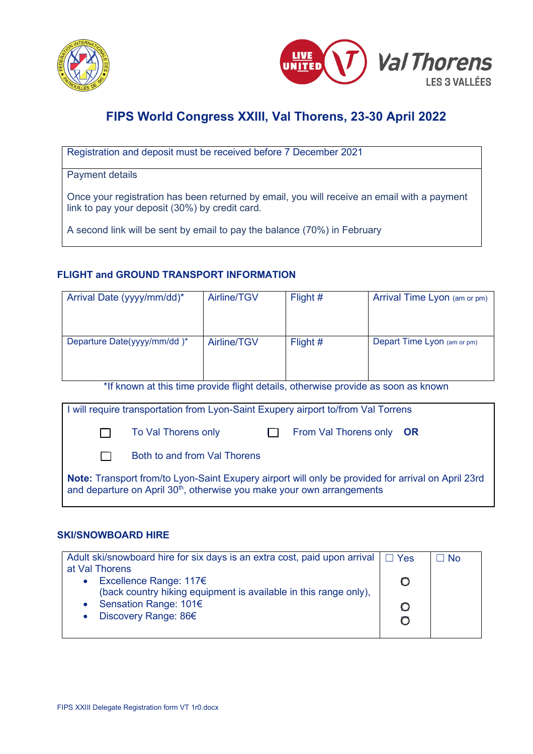# FIPS World Congress XXIII, Val Thorens, 23-30 April 2022

| Registration and deposit must be received before 7 December 2021 |
|---|
| Payment details<br><br>Once your registration has been returned by email, you will receive an email with a payment link to pay your deposit (30%) by credit card.<br><br>A second link will be sent by email to pay the balance (70%) in February |

### FLIGHT and GROUND TRANSPORT INFORMATION

| Arrival Date (yyyy/mm/dd)* | Airline/TGV | Flight # | Arrival Time Lyon (am or pm) |
|---|---|---|---|
| Departure Date(yyyy/mm/dd )* | Airline/TGV | Flight # | Depart Time Lyon (am or pm) |

*If known at this time provide flight details, otherwise provide as soon as known

I will require transportation from Lyon-Saint Exupery airport to/from Val Torrens

☐ To Val Thorens only ☐ From Val Thorens only **OR**

☐ Both to and from Val Thorens

**Note:** Transport from/to Lyon-Saint Exupery airport will only be provided for arrival on April 23rd and departure on April 30th, otherwise you make your own arrangements

### SKI/SNOWBOARD HIRE

| Adult ski/snowboard hire for six days is an extra cost, paid upon arrival at Val Thorens | ☐ Yes | ☐ No |
|---|---|---|
| • Excellence Range: 117€<br>(back country hiking equipment is available in this range only), | ○ | |
| • Sensation Range: 101€ | ○ | |
| • Discovery Range: 86€ | ○ | |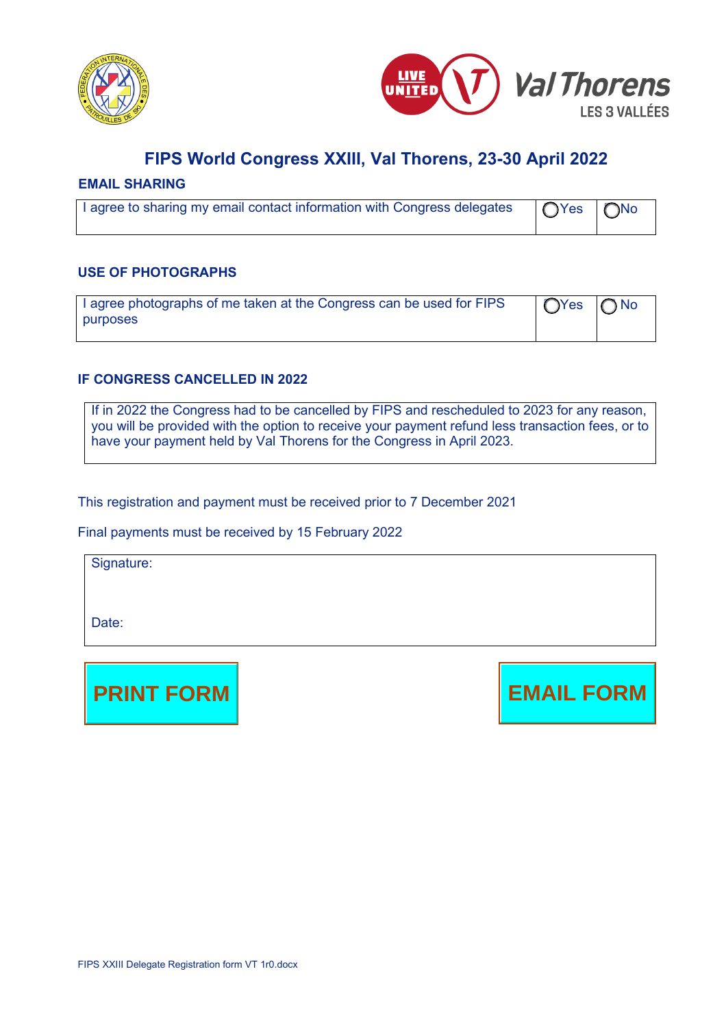## FIPS World Congress XXIII, Val Thorens, 23-30 April 2022

### EMAIL SHARING

| I agree to sharing my email contact information with Congress delegates | ◯Yes | ◯No |
|---|---|---|

### USE OF PHOTOGRAPHS

| I agree photographs of me taken at the Congress can be used for FIPS purposes | ◯Yes | ◯No |
|---|---|---|

### IF CONGRESS CANCELLED IN 2022

If in 2022 the Congress had to be cancelled by FIPS and rescheduled to 2023 for any reason, you will be provided with the option to receive your payment refund less transaction fees, or to have your payment held by Val Thorens for the Congress in April 2023.

This registration and payment must be received prior to 7 December 2021

Final payments must be received by 15 February 2022

Signature:

Date:

**PRINT FORM** **EMAIL FORM**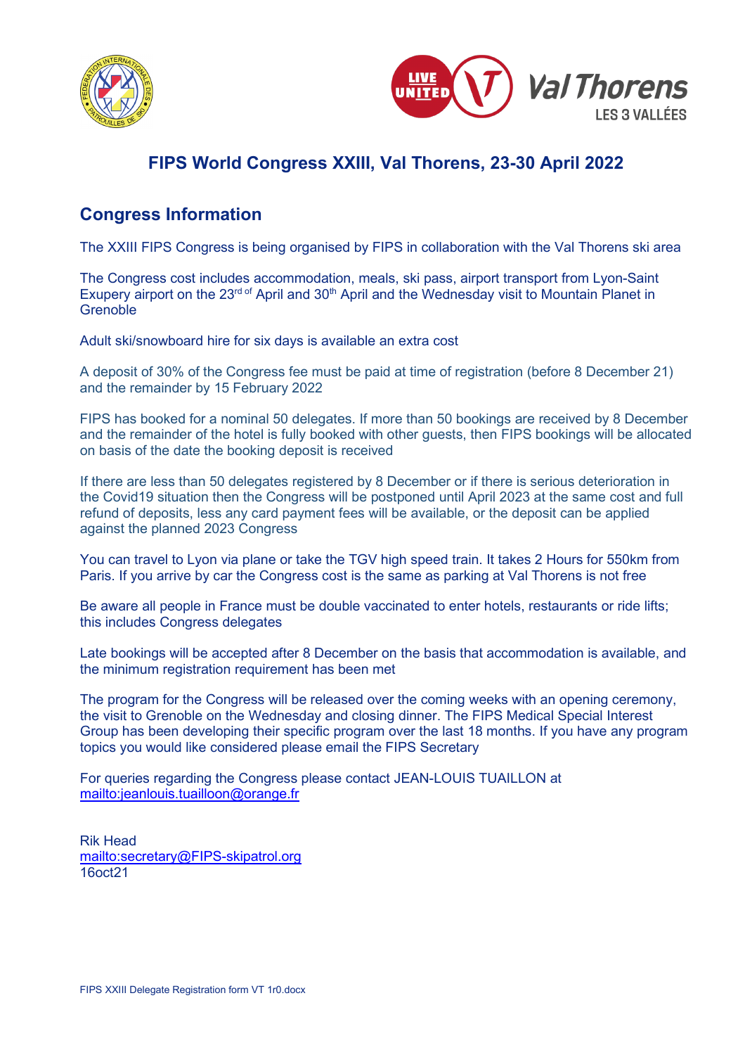# FIPS World Congress XXIII, Val Thorens, 23-30 April 2022

## Congress Information

The XXIII FIPS Congress is being organised by FIPS in collaboration with the Val Thorens ski area

The Congress cost includes accommodation, meals, ski pass, airport transport from Lyon-Saint Exupery airport on the 23rd of April and 30th April and the Wednesday visit to Mountain Planet in Grenoble

Adult ski/snowboard hire for six days is available an extra cost

A deposit of 30% of the Congress fee must be paid at time of registration (before 8 December 21) and the remainder by 15 February 2022

FIPS has booked for a nominal 50 delegates. If more than 50 bookings are received by 8 December and the remainder of the hotel is fully booked with other guests, then FIPS bookings will be allocated on basis of the date the booking deposit is received

If there are less than 50 delegates registered by 8 December or if there is serious deterioration in the Covid19 situation then the Congress will be postponed until April 2023 at the same cost and full refund of deposits, less any card payment fees will be available, or the deposit can be applied against the planned 2023 Congress

You can travel to Lyon via plane or take the TGV high speed train. It takes 2 Hours for 550km from Paris. If you arrive by car the Congress cost is the same as parking at Val Thorens is not free

Be aware all people in France must be double vaccinated to enter hotels, restaurants or ride lifts; this includes Congress delegates

Late bookings will be accepted after 8 December on the basis that accommodation is available, and the minimum registration requirement has been met

The program for the Congress will be released over the coming weeks with an opening ceremony, the visit to Grenoble on the Wednesday and closing dinner. The FIPS Medical Special Interest Group has been developing their specific program over the last 18 months. If you have any program topics you would like considered please email the FIPS Secretary

For queries regarding the Congress please contact JEAN-LOUIS TUAILLON at mailto:jeanlouis.tuailloon@orange.fr

Rik Head
mailto:secretary@FIPS-skipatrol.org
16oct21